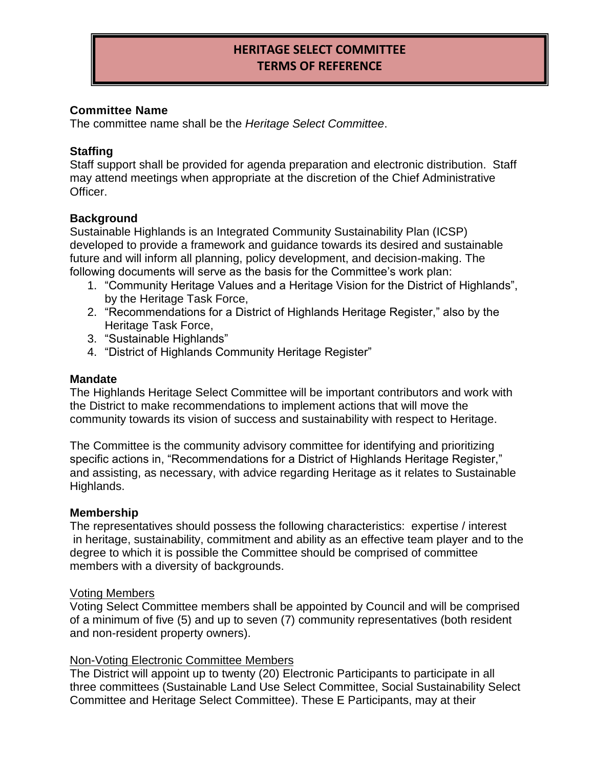# HERITAGE SELECT COMMITTEE
# TERMS OF REFERENCE

**Committee Name**
The committee name shall be the *Heritage Select Committee*.

**Staffing**
Staff support shall be provided for agenda preparation and electronic distribution. Staff may attend meetings when appropriate at the discretion of the Chief Administrative Officer.

**Background**
Sustainable Highlands is an Integrated Community Sustainability Plan (ICSP) developed to provide a framework and guidance towards its desired and sustainable future and will inform all planning, policy development, and decision-making. The following documents will serve as the basis for the Committee's work plan:

1. "Community Heritage Values and a Heritage Vision for the District of Highlands", by the Heritage Task Force,
2. "Recommendations for a District of Highlands Heritage Register," also by the Heritage Task Force,
3. "Sustainable Highlands"
4. "District of Highlands Community Heritage Register"

**Mandate**
The Highlands Heritage Select Committee will be important contributors and work with the District to make recommendations to implement actions that will move the community towards its vision of success and sustainability with respect to Heritage.

The Committee is the community advisory committee for identifying and prioritizing specific actions in, "Recommendations for a District of Highlands Heritage Register," and assisting, as necessary, with advice regarding Heritage as it relates to Sustainable Highlands.

**Membership**
The representatives should possess the following characteristics: expertise / interest in heritage, sustainability, commitment and ability as an effective team player and to the degree to which it is possible the Committee should be comprised of committee members with a diversity of backgrounds.

Voting Members
Voting Select Committee members shall be appointed by Council and will be comprised of a minimum of five (5) and up to seven (7) community representatives (both resident and non-resident property owners).

Non-Voting Electronic Committee Members
The District will appoint up to twenty (20) Electronic Participants to participate in all three committees (Sustainable Land Use Select Committee, Social Sustainability Select Committee and Heritage Select Committee). These E Participants, may at their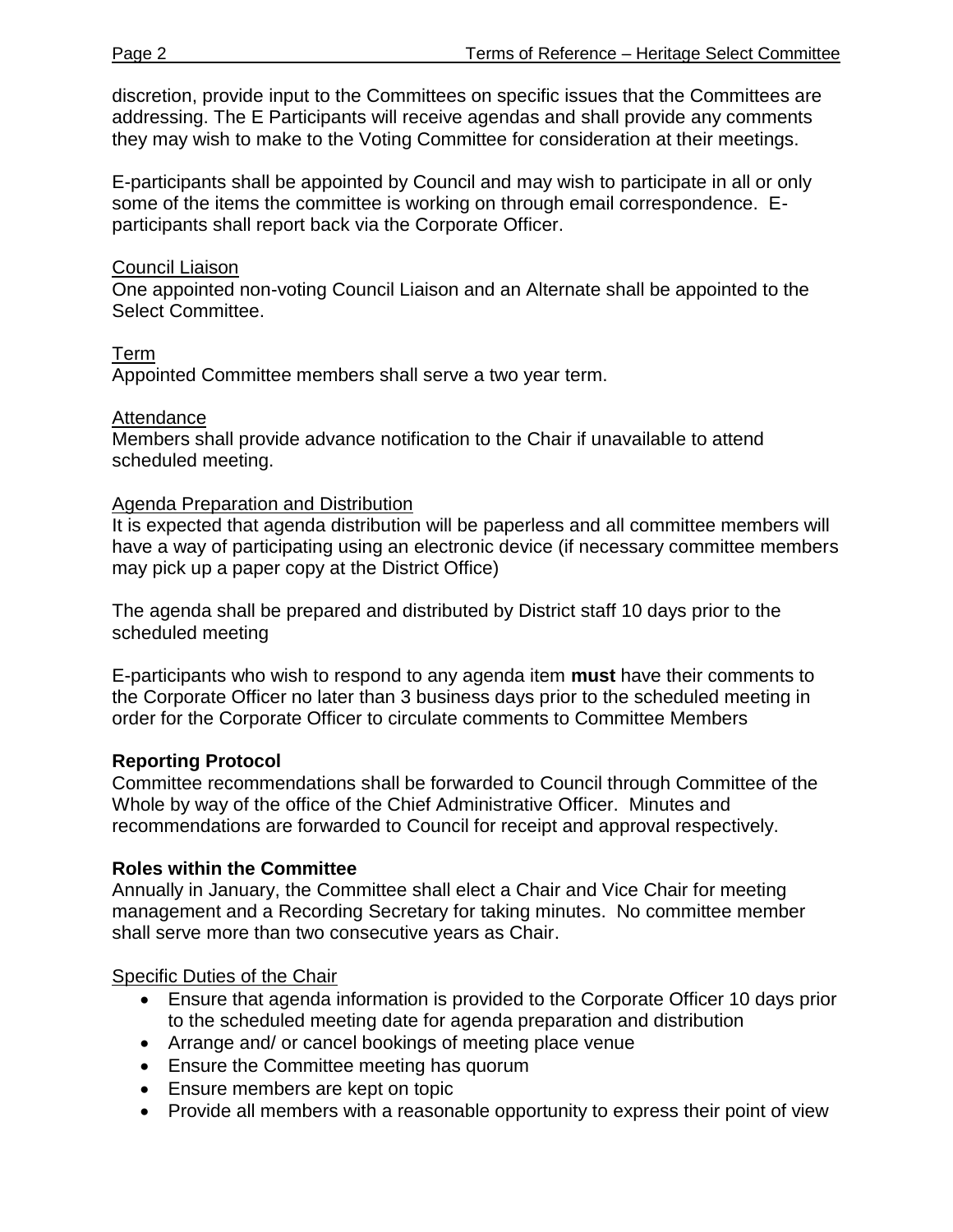discretion, provide input to the Committees on specific issues that the Committees are addressing. The E Participants will receive agendas and shall provide any comments they may wish to make to the Voting Committee for consideration at their meetings.

E-participants shall be appointed by Council and may wish to participate in all or only some of the items the committee is working on through email correspondence. E-participants shall report back via the Corporate Officer.

<u>Council Liaison</u>
One appointed non-voting Council Liaison and an Alternate shall be appointed to the Select Committee.

<u>Term</u>
Appointed Committee members shall serve a two year term.

<u>Attendance</u>
Members shall provide advance notification to the Chair if unavailable to attend scheduled meeting.

<u>Agenda Preparation and Distribution</u>
It is expected that agenda distribution will be paperless and all committee members will have a way of participating using an electronic device (if necessary committee members may pick up a paper copy at the District Office)

The agenda shall be prepared and distributed by District staff 10 days prior to the scheduled meeting

E-participants who wish to respond to any agenda item **must** have their comments to the Corporate Officer no later than 3 business days prior to the scheduled meeting in order for the Corporate Officer to circulate comments to Committee Members

**Reporting Protocol**
Committee recommendations shall be forwarded to Council through Committee of the Whole by way of the office of the Chief Administrative Officer. Minutes and recommendations are forwarded to Council for receipt and approval respectively.

**Roles within the Committee**
Annually in January, the Committee shall elect a Chair and Vice Chair for meeting management and a Recording Secretary for taking minutes. No committee member shall serve more than two consecutive years as Chair.

<u>Specific Duties of the Chair</u>

- Ensure that agenda information is provided to the Corporate Officer 10 days prior to the scheduled meeting date for agenda preparation and distribution
- Arrange and/ or cancel bookings of meeting place venue
- Ensure the Committee meeting has quorum
- Ensure members are kept on topic
- Provide all members with a reasonable opportunity to express their point of view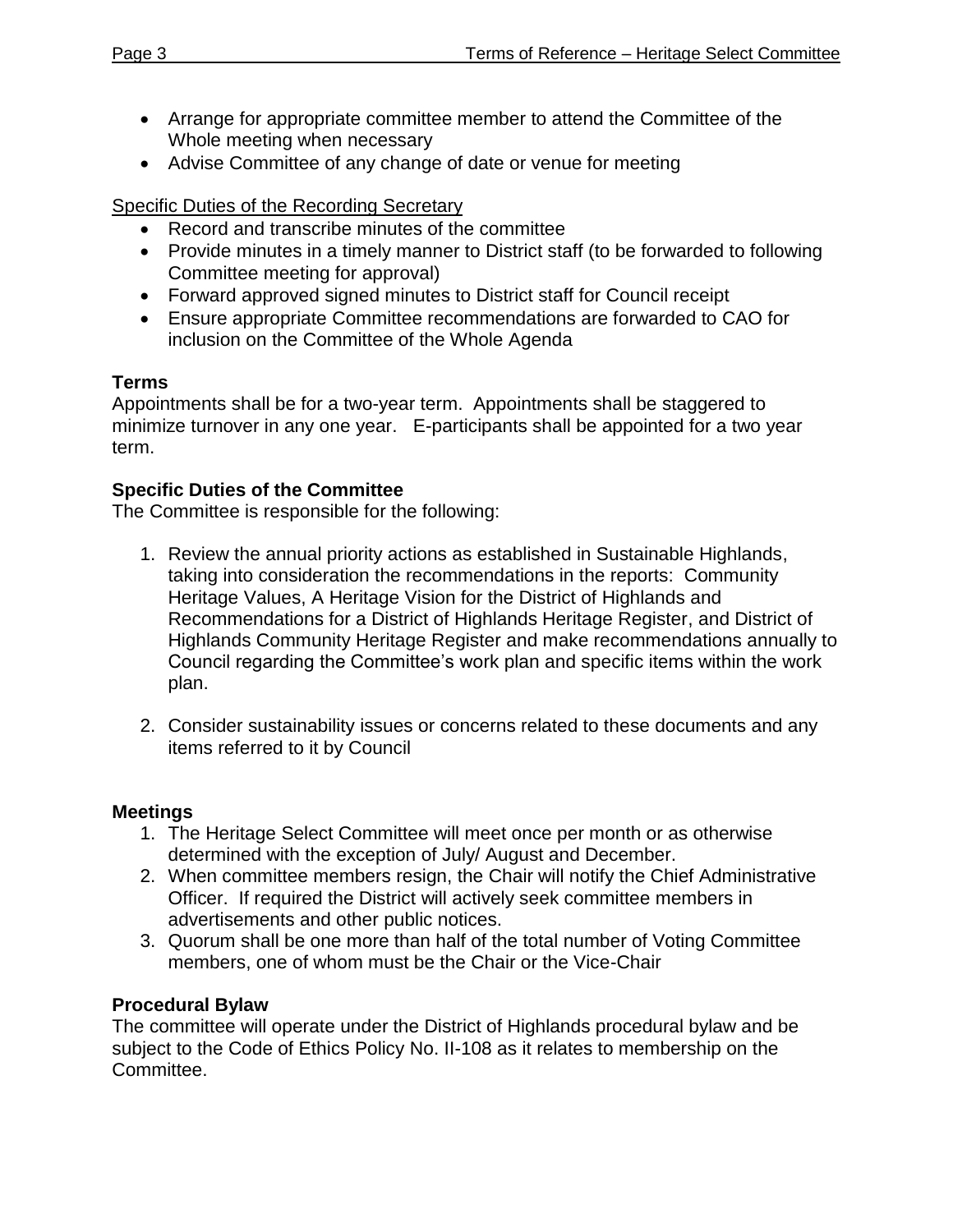- Arrange for appropriate committee member to attend the Committee of the Whole meeting when necessary
- Advise Committee of any change of date or venue for meeting

Specific Duties of the Recording Secretary

- Record and transcribe minutes of the committee
- Provide minutes in a timely manner to District staff (to be forwarded to following Committee meeting for approval)
- Forward approved signed minutes to District staff for Council receipt
- Ensure appropriate Committee recommendations are forwarded to CAO for inclusion on the Committee of the Whole Agenda

**Terms**

Appointments shall be for a two-year term. Appointments shall be staggered to minimize turnover in any one year. E-participants shall be appointed for a two year term.

**Specific Duties of the Committee**

The Committee is responsible for the following:

1. Review the annual priority actions as established in Sustainable Highlands, taking into consideration the recommendations in the reports: Community Heritage Values, A Heritage Vision for the District of Highlands and Recommendations for a District of Highlands Heritage Register, and District of Highlands Community Heritage Register and make recommendations annually to Council regarding the Committee's work plan and specific items within the work plan.

2. Consider sustainability issues or concerns related to these documents and any items referred to it by Council

**Meetings**

1. The Heritage Select Committee will meet once per month or as otherwise determined with the exception of July/ August and December.
2. When committee members resign, the Chair will notify the Chief Administrative Officer. If required the District will actively seek committee members in advertisements and other public notices.
3. Quorum shall be one more than half of the total number of Voting Committee members, one of whom must be the Chair or the Vice-Chair

**Procedural Bylaw**

The committee will operate under the District of Highlands procedural bylaw and be subject to the Code of Ethics Policy No. II-108 as it relates to membership on the Committee.